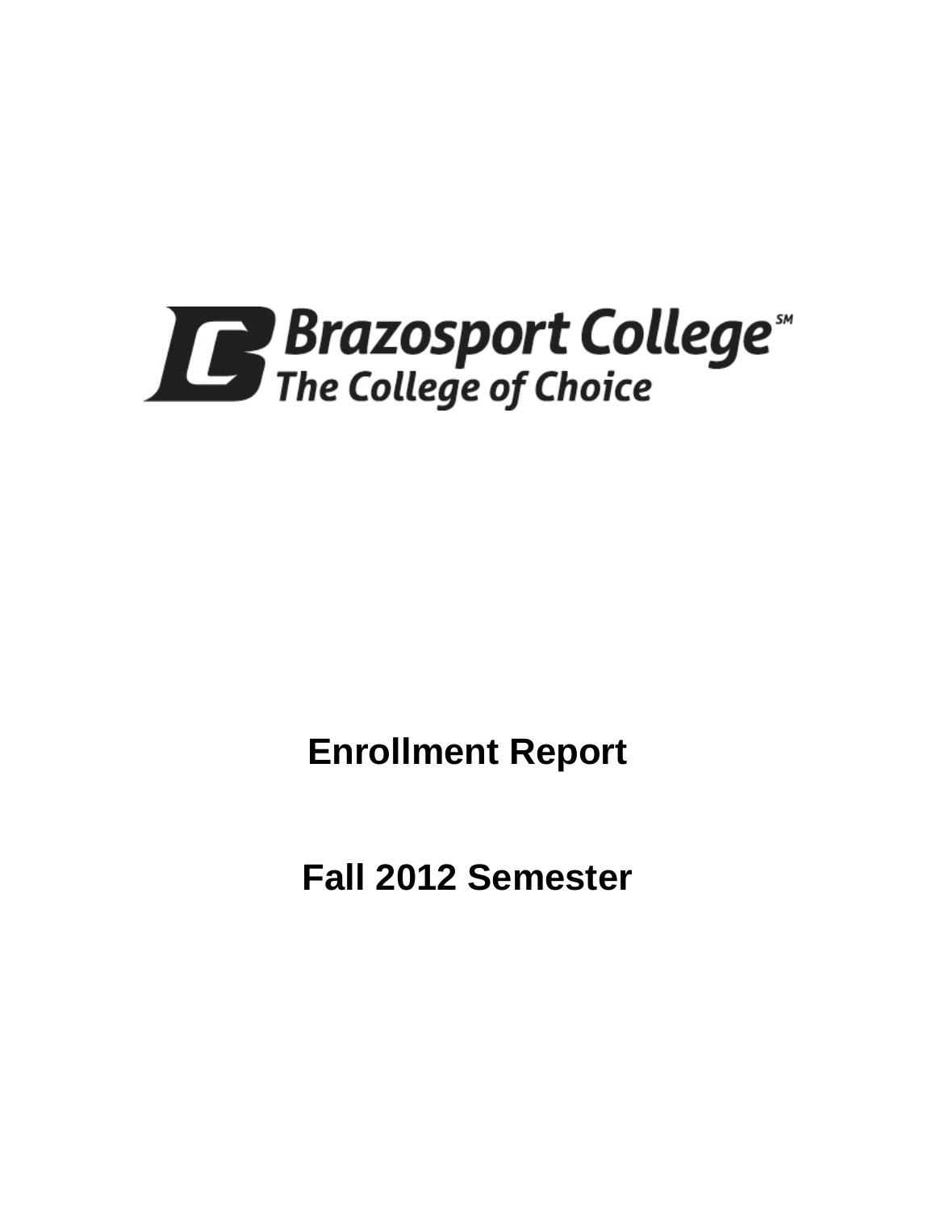Brazosport College℠
The College of Choice

# Enrollment Report

# Fall 2012 Semester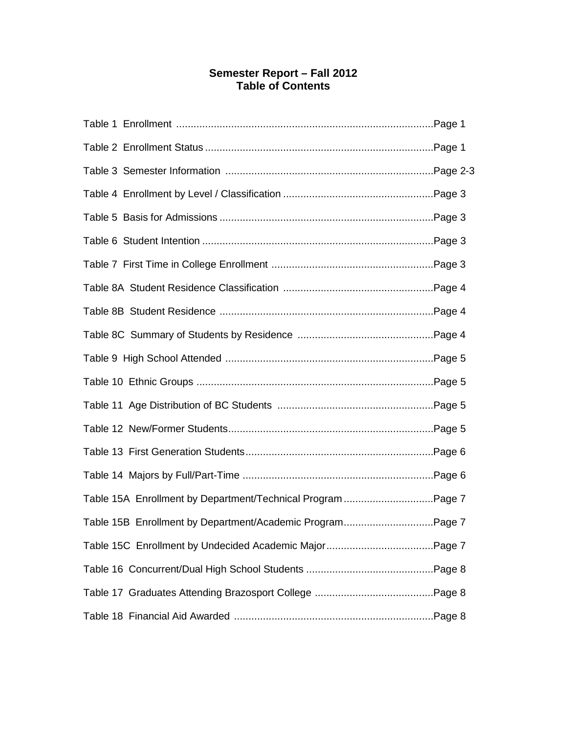# Semester Report – Fall 2012
## Table of Contents

| Table | Page |
|---|---|
| Table 1 Enrollment | Page 1 |
| Table 2 Enrollment Status | Page 1 |
| Table 3 Semester Information | Page 2-3 |
| Table 4 Enrollment by Level / Classification | Page 3 |
| Table 5 Basis for Admissions | Page 3 |
| Table 6 Student Intention | Page 3 |
| Table 7 First Time in College Enrollment | Page 3 |
| Table 8A Student Residence Classification | Page 4 |
| Table 8B Student Residence | Page 4 |
| Table 8C Summary of Students by Residence | Page 4 |
| Table 9 High School Attended | Page 5 |
| Table 10 Ethnic Groups | Page 5 |
| Table 11 Age Distribution of BC Students | Page 5 |
| Table 12 New/Former Students | Page 5 |
| Table 13 First Generation Students | Page 6 |
| Table 14 Majors by Full/Part-Time | Page 6 |
| Table 15A Enrollment by Department/Technical Program | Page 7 |
| Table 15B Enrollment by Department/Academic Program | Page 7 |
| Table 15C Enrollment by Undecided Academic Major | Page 7 |
| Table 16 Concurrent/Dual High School Students | Page 8 |
| Table 17 Graduates Attending Brazosport College | Page 8 |
| Table 18 Financial Aid Awarded | Page 8 |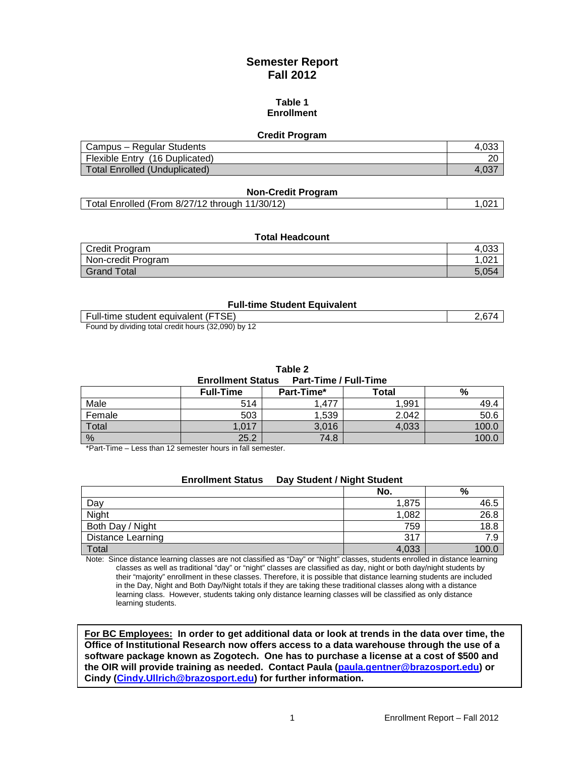# Semester Report
# Fall 2012

### Table 1
### Enrollment

**Credit Program**

| | |
|---|---|
| Campus – Regular Students | 4,033 |
| Flexible Entry (16 Duplicated) | 20 |
| Total Enrolled (Unduplicated) | 4,037 |

**Non-Credit Program**

| | |
|---|---|
| Total Enrolled (From 8/27/12 through 11/30/12) | 1,021 |

**Total Headcount**

| | |
|---|---|
| Credit Program | 4,033 |
| Non-credit Program | 1,021 |
| Grand Total | 5,054 |

**Full-time Student Equivalent**

| | |
|---|---|
| Full-time student equivalent (FTSE) | 2,674 |

Found by dividing total credit hours (32,090) by 12

### Table 2
**Enrollment Status Part-Time / Full-Time**

| | Full-Time | Part-Time* | Total | % |
|---|---|---|---|---|
| Male | 514 | 1,477 | 1,991 | 49.4 |
| Female | 503 | 1,539 | 2.042 | 50.6 |
| Total | 1,017 | 3,016 | 4,033 | 100.0 |
| % | 25.2 | 74.8 | | 100.0 |

*Part-Time – Less than 12 semester hours in fall semester.

**Enrollment Status Day Student / Night Student**

| | No. | % |
|---|---|---|
| Day | 1,875 | 46.5 |
| Night | 1,082 | 26.8 |
| Both Day / Night | 759 | 18.8 |
| Distance Learning | 317 | 7.9 |
| Total | 4,033 | 100.0 |

Note: Since distance learning classes are not classified as "Day" or "Night" classes, students enrolled in distance learning classes as well as traditional "day" or "night" classes are classified as day, night or both day/night students by their "majority" enrollment in these classes. Therefore, it is possible that distance learning students are included in the Day, Night and Both Day/Night totals if they are taking these traditional classes along with a distance learning class. However, students taking only distance learning classes will be classified as only distance learning students.

**For BC Employees: In order to get additional data or look at trends in the data over time, the Office of Institutional Research now offers access to a data warehouse through the use of a software package known as Zogotech. One has to purchase a license at a cost of $500 and the OIR will provide training as needed. Contact Paula (paula.gentner@brazosport.edu) or Cindy (Cindy.Ullrich@brazosport.edu) for further information.**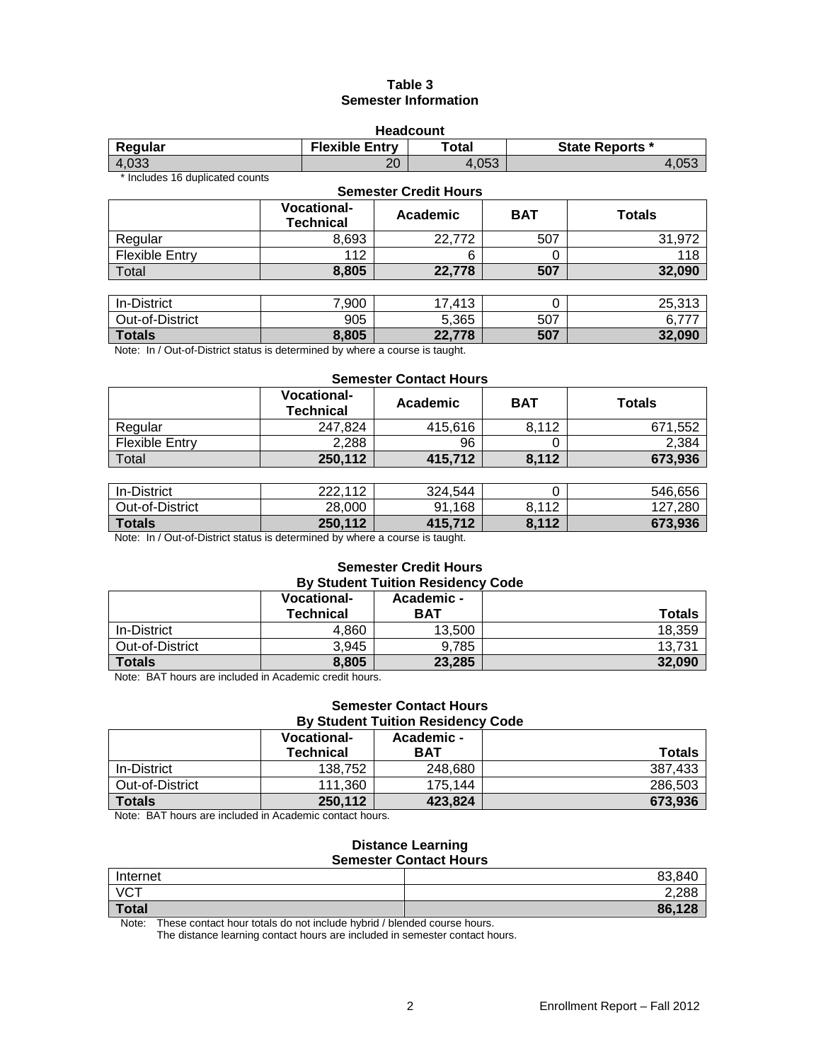## Table 3
## Semester Information

**Headcount**

| Regular | Flexible Entry | Total | State Reports * |
|---|---|---|---|
| 4,033 | 20 | 4,053 | 4,053 |

\* Includes 16 duplicated counts

**Semester Credit Hours**

| | Vocational-Technical | Academic | BAT | Totals |
|---|---|---|---|---|
| Regular | 8,693 | 22,772 | 507 | 31,972 |
| Flexible Entry | 112 | 6 | 0 | 118 |
| Total | **8,805** | **22,778** | **507** | **32,090** |
| | | | | |
| In-District | 7,900 | 17,413 | 0 | 25,313 |
| Out-of-District | 905 | 5,365 | 507 | 6,777 |
| **Totals** | **8,805** | **22,778** | **507** | **32,090** |

Note: In / Out-of-District status is determined by where a course is taught.

**Semester Contact Hours**

| | Vocational-Technical | Academic | BAT | Totals |
|---|---|---|---|---|
| Regular | 247,824 | 415,616 | 8,112 | 671,552 |
| Flexible Entry | 2,288 | 96 | 0 | 2,384 |
| Total | **250,112** | **415,712** | **8,112** | **673,936** |
| | | | | |
| In-District | 222,112 | 324,544 | 0 | 546,656 |
| Out-of-District | 28,000 | 91,168 | 8,112 | 127,280 |
| **Totals** | **250,112** | **415,712** | **8,112** | **673,936** |

Note: In / Out-of-District status is determined by where a course is taught.

**Semester Credit Hours**
**By Student Tuition Residency Code**

| | Vocational-Technical | Academic - BAT | Totals |
|---|---|---|---|
| In-District | 4,860 | 13,500 | 18,359 |
| Out-of-District | 3,945 | 9,785 | 13,731 |
| **Totals** | **8,805** | **23,285** | **32,090** |

Note: BAT hours are included in Academic credit hours.

**Semester Contact Hours**
**By Student Tuition Residency Code**

| | Vocational-Technical | Academic - BAT | Totals |
|---|---|---|---|
| In-District | 138,752 | 248,680 | 387,433 |
| Out-of-District | 111,360 | 175,144 | 286,503 |
| **Totals** | **250,112** | **423,824** | **673,936** |

Note: BAT hours are included in Academic contact hours.

**Distance Learning**
**Semester Contact Hours**

| | |
|---|---|
| Internet | 83,840 |
| VCT | 2,288 |
| **Total** | **86,128** |

Note: These contact hour totals do not include hybrid / blended course hours.
The distance learning contact hours are included in semester contact hours.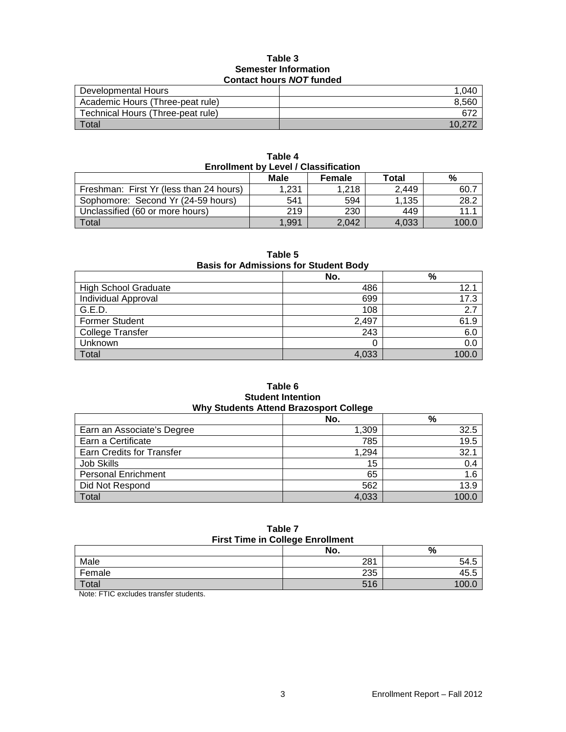**Table 3**
**Semester Information**
**Contact hours *NOT* funded**

| | |
|---|---|
| Developmental Hours | 1,040 |
| Academic Hours (Three-peat rule) | 8,560 |
| Technical Hours (Three-peat rule) | 672 |
| Total | 10,272 |

**Table 4**
**Enrollment by Level / Classification**

| | Male | Female | Total | % |
|---|---|---|---|---|
| Freshman: First Yr (less than 24 hours) | 1,231 | 1,218 | 2,449 | 60.7 |
| Sophomore: Second Yr (24-59 hours) | 541 | 594 | 1,135 | 28.2 |
| Unclassified (60 or more hours) | 219 | 230 | 449 | 11.1 |
| Total | 1,991 | 2,042 | 4,033 | 100.0 |

**Table 5**
**Basis for Admissions for Student Body**

| | No. | % |
|---|---|---|
| High School Graduate | 486 | 12.1 |
| Individual Approval | 699 | 17.3 |
| G.E.D. | 108 | 2.7 |
| Former Student | 2,497 | 61.9 |
| College Transfer | 243 | 6.0 |
| Unknown | 0 | 0.0 |
| Total | 4,033 | 100.0 |

**Table 6**
**Student Intention**
**Why Students Attend Brazosport College**

| | No. | % |
|---|---|---|
| Earn an Associate's Degree | 1,309 | 32.5 |
| Earn a Certificate | 785 | 19.5 |
| Earn Credits for Transfer | 1,294 | 32.1 |
| Job Skills | 15 | 0.4 |
| Personal Enrichment | 65 | 1.6 |
| Did Not Respond | 562 | 13.9 |
| Total | 4,033 | 100.0 |

**Table 7**
**First Time in College Enrollment**

| | No. | % |
|---|---|---|
| Male | 281 | 54.5 |
| Female | 235 | 45.5 |
| Total | 516 | 100.0 |

Note: FTIC excludes transfer students.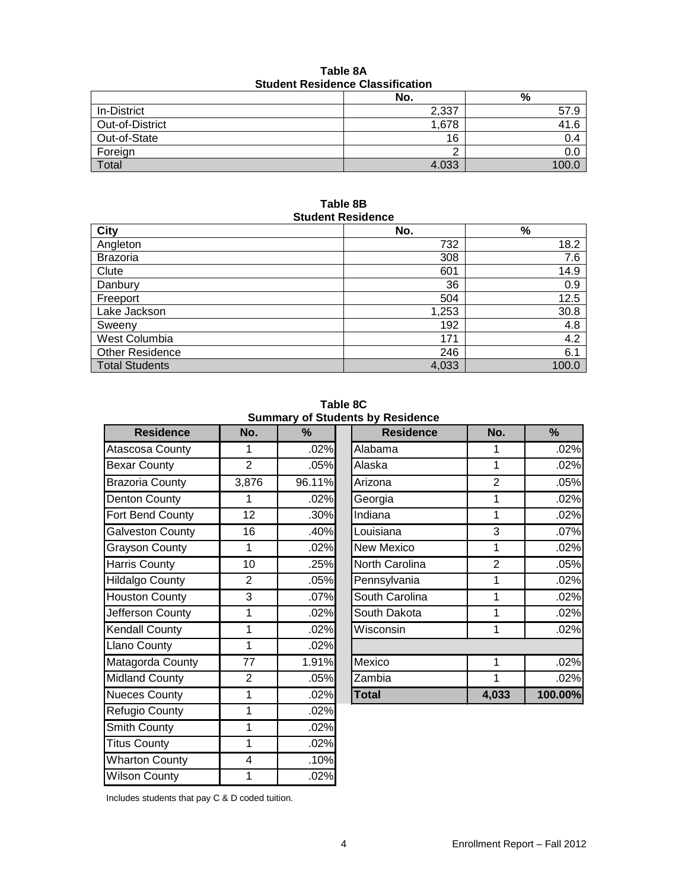**Table 8A**
**Student Residence Classification**

| | No. | % |
|---|---|---|
| In-District | 2,337 | 57.9 |
| Out-of-District | 1,678 | 41.6 |
| Out-of-State | 16 | 0.4 |
| Foreign | 2 | 0.0 |
| Total | 4.033 | 100.0 |

**Table 8B**
**Student Residence**

| City | No. | % |
|---|---|---|
| Angleton | 732 | 18.2 |
| Brazoria | 308 | 7.6 |
| Clute | 601 | 14.9 |
| Danbury | 36 | 0.9 |
| Freeport | 504 | 12.5 |
| Lake Jackson | 1,253 | 30.8 |
| Sweeny | 192 | 4.8 |
| West Columbia | 171 | 4.2 |
| Other Residence | 246 | 6.1 |
| Total Students | 4,033 | 100.0 |

**Table 8C**
**Summary of Students by Residence**

| Residence | No. | % | Residence | No. | % |
|---|---|---|---|---|---|
| Atascosa County | 1 | .02% | Alabama | 1 | .02% |
| Bexar County | 2 | .05% | Alaska | 1 | .02% |
| Brazoria County | 3,876 | 96.11% | Arizona | 2 | .05% |
| Denton County | 1 | .02% | Georgia | 1 | .02% |
| Fort Bend County | 12 | .30% | Indiana | 1 | .02% |
| Galveston County | 16 | .40% | Louisiana | 3 | .07% |
| Grayson County | 1 | .02% | New Mexico | 1 | .02% |
| Harris County | 10 | .25% | North Carolina | 2 | .05% |
| Hildalgo County | 2 | .05% | Pennsylvania | 1 | .02% |
| Houston County | 3 | .07% | South Carolina | 1 | .02% |
| Jefferson County | 1 | .02% | South Dakota | 1 | .02% |
| Kendall County | 1 | .02% | Wisconsin | 1 | .02% |
| Llano County | 1 | .02% | | | |
| Matagorda County | 77 | 1.91% | Mexico | 1 | .02% |
| Midland County | 2 | .05% | Zambia | 1 | .02% |
| Nueces County | 1 | .02% | **Total** | **4,033** | **100.00%** |
| Refugio County | 1 | .02% | | | |
| Smith County | 1 | .02% | | | |
| Titus County | 1 | .02% | | | |
| Wharton County | 4 | .10% | | | |
| Wilson County | 1 | .02% | | | |

Includes students that pay C & D coded tuition.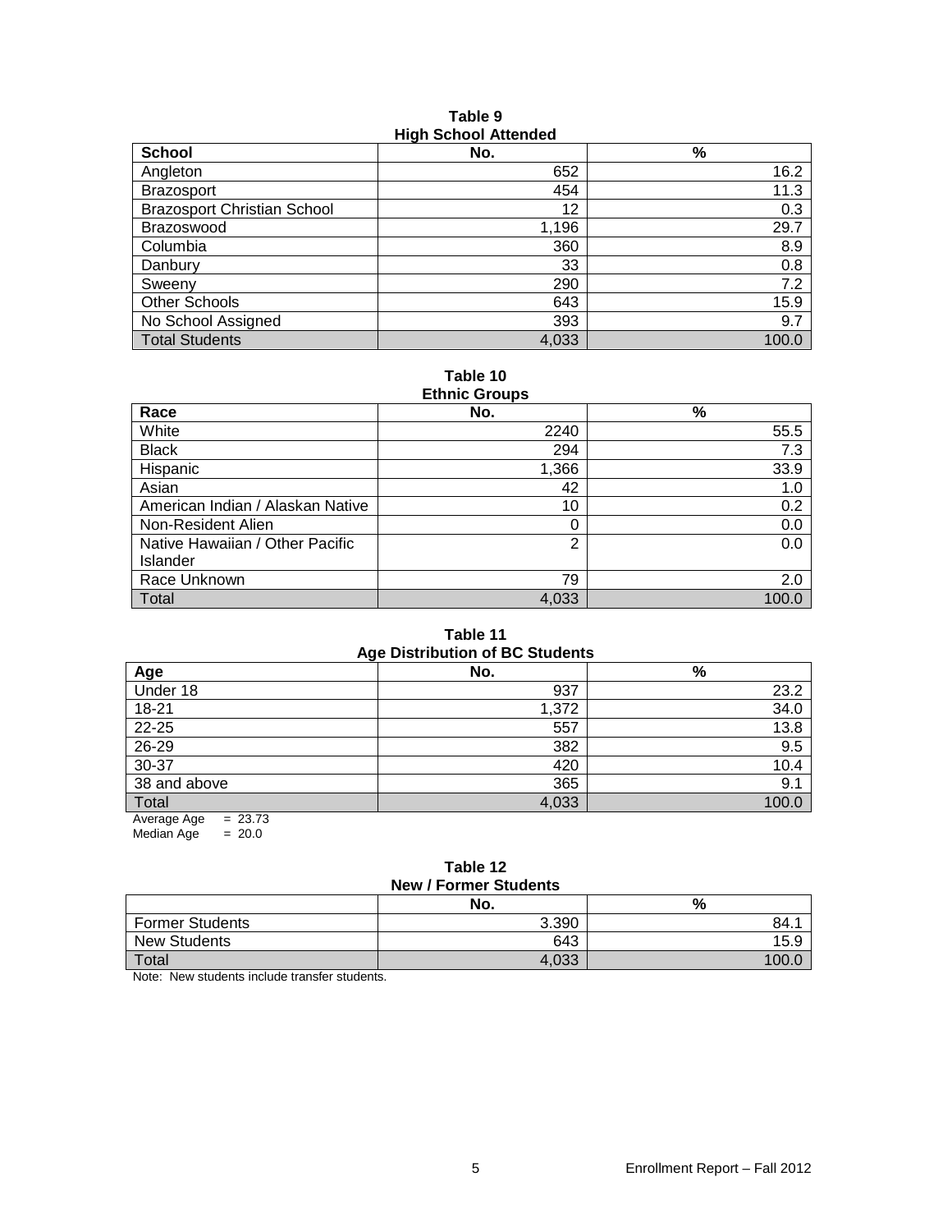**Table 9**
**High School Attended**

| School | No. | % |
|---|---|---|
| Angleton | 652 | 16.2 |
| Brazosport | 454 | 11.3 |
| Brazosport Christian School | 12 | 0.3 |
| Brazoswood | 1,196 | 29.7 |
| Columbia | 360 | 8.9 |
| Danbury | 33 | 0.8 |
| Sweeny | 290 | 7.2 |
| Other Schools | 643 | 15.9 |
| No School Assigned | 393 | 9.7 |
| Total Students | 4,033 | 100.0 |

**Table 10**
**Ethnic Groups**

| Race | No. | % |
|---|---|---|
| White | 2240 | 55.5 |
| Black | 294 | 7.3 |
| Hispanic | 1,366 | 33.9 |
| Asian | 42 | 1.0 |
| American Indian / Alaskan Native | 10 | 0.2 |
| Non-Resident Alien | 0 | 0.0 |
| Native Hawaiian / Other Pacific Islander | 2 | 0.0 |
| Race Unknown | 79 | 2.0 |
| Total | 4,033 | 100.0 |

**Table 11**
**Age Distribution of BC Students**

| Age | No. | % |
|---|---|---|
| Under 18 | 937 | 23.2 |
| 18-21 | 1,372 | 34.0 |
| 22-25 | 557 | 13.8 |
| 26-29 | 382 | 9.5 |
| 30-37 | 420 | 10.4 |
| 38 and above | 365 | 9.1 |
| Total | 4,033 | 100.0 |

Average Age = 23.73
Median Age = 20.0

**Table 12**
**New / Former Students**

| | No. | % |
|---|---|---|
| Former Students | 3.390 | 84.1 |
| New Students | 643 | 15.9 |
| Total | 4,033 | 100.0 |

Note: New students include transfer students.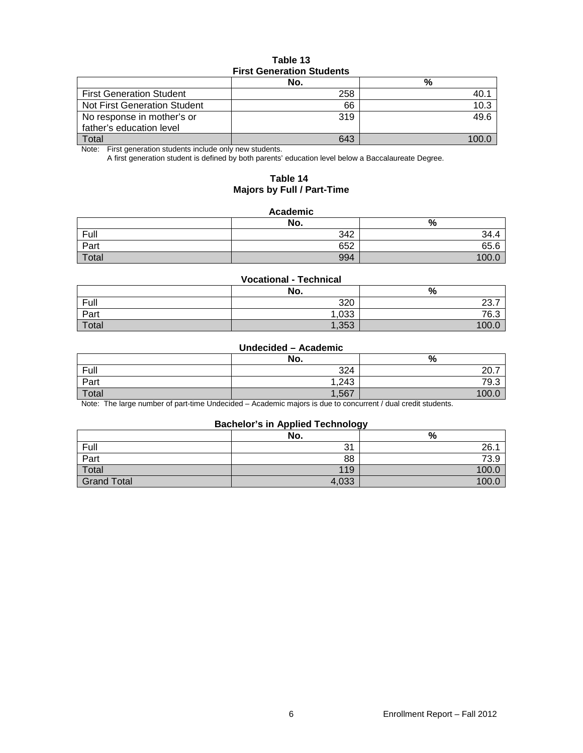**Table 13**
**First Generation Students**

| | No. | % |
|---|---|---|
| First Generation Student | 258 | 40.1 |
| Not First Generation Student | 66 | 10.3 |
| No response in mother's or father's education level | 319 | 49.6 |
| Total | 643 | 100.0 |

Note: First generation students include only new students.
A first generation student is defined by both parents' education level below a Baccalaureate Degree.

**Table 14**
**Majors by Full / Part-Time**

**Academic**

| | No. | % |
|---|---|---|
| Full | 342 | 34.4 |
| Part | 652 | 65.6 |
| Total | 994 | 100.0 |

**Vocational - Technical**

| | No. | % |
|---|---|---|
| Full | 320 | 23.7 |
| Part | 1,033 | 76.3 |
| Total | 1,353 | 100.0 |

**Undecided – Academic**

| | No. | % |
|---|---|---|
| Full | 324 | 20.7 |
| Part | 1,243 | 79.3 |
| Total | 1,567 | 100.0 |

Note: The large number of part-time Undecided – Academic majors is due to concurrent / dual credit students.

**Bachelor's in Applied Technology**

| | No. | % |
|---|---|---|
| Full | 31 | 26.1 |
| Part | 88 | 73.9 |
| Total | 119 | 100.0 |
| Grand Total | 4,033 | 100.0 |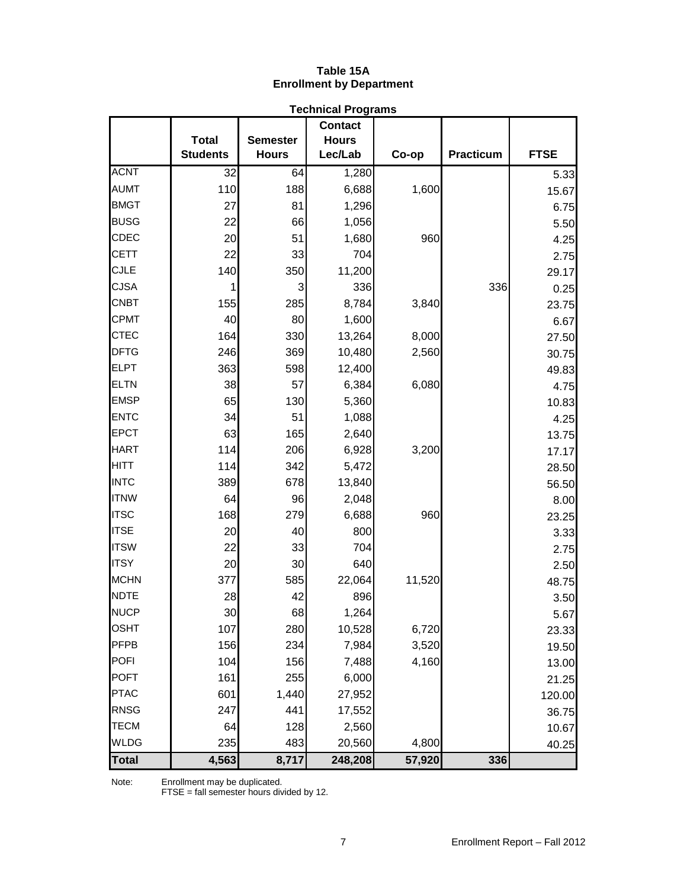# Table 15A
## Enrollment by Department

### Technical Programs

| | Total Students | Semester Hours | Contact Hours Lec/Lab | Co-op | Practicum | FTSE |
|---|---|---|---|---|---|---|
| ACNT | 32 | 64 | 1,280 | | | 5.33 |
| AUMT | 110 | 188 | 6,688 | 1,600 | | 15.67 |
| BMGT | 27 | 81 | 1,296 | | | 6.75 |
| BUSG | 22 | 66 | 1,056 | | | 5.50 |
| CDEC | 20 | 51 | 1,680 | 960 | | 4.25 |
| CETT | 22 | 33 | 704 | | | 2.75 |
| CJLE | 140 | 350 | 11,200 | | | 29.17 |
| CJSA | 1 | 3 | 336 | | 336 | 0.25 |
| CNBT | 155 | 285 | 8,784 | 3,840 | | 23.75 |
| CPMT | 40 | 80 | 1,600 | | | 6.67 |
| CTEC | 164 | 330 | 13,264 | 8,000 | | 27.50 |
| DFTG | 246 | 369 | 10,480 | 2,560 | | 30.75 |
| ELPT | 363 | 598 | 12,400 | | | 49.83 |
| ELTN | 38 | 57 | 6,384 | 6,080 | | 4.75 |
| EMSP | 65 | 130 | 5,360 | | | 10.83 |
| ENTC | 34 | 51 | 1,088 | | | 4.25 |
| EPCT | 63 | 165 | 2,640 | | | 13.75 |
| HART | 114 | 206 | 6,928 | 3,200 | | 17.17 |
| HITT | 114 | 342 | 5,472 | | | 28.50 |
| INTC | 389 | 678 | 13,840 | | | 56.50 |
| ITNW | 64 | 96 | 2,048 | | | 8.00 |
| ITSC | 168 | 279 | 6,688 | 960 | | 23.25 |
| ITSE | 20 | 40 | 800 | | | 3.33 |
| ITSW | 22 | 33 | 704 | | | 2.75 |
| ITSY | 20 | 30 | 640 | | | 2.50 |
| MCHN | 377 | 585 | 22,064 | 11,520 | | 48.75 |
| NDTE | 28 | 42 | 896 | | | 3.50 |
| NUCP | 30 | 68 | 1,264 | | | 5.67 |
| OSHT | 107 | 280 | 10,528 | 6,720 | | 23.33 |
| PFPB | 156 | 234 | 7,984 | 3,520 | | 19.50 |
| POFI | 104 | 156 | 7,488 | 4,160 | | 13.00 |
| POFT | 161 | 255 | 6,000 | | | 21.25 |
| PTAC | 601 | 1,440 | 27,952 | | | 120.00 |
| RNSG | 247 | 441 | 17,552 | | | 36.75 |
| TECM | 64 | 128 | 2,560 | | | 10.67 |
| WLDG | 235 | 483 | 20,560 | 4,800 | | 40.25 |
| **Total** | **4,563** | **8,717** | **248,208** | **57,920** | **336** | |

Note: Enrollment may be duplicated.
FTSE = fall semester hours divided by 12.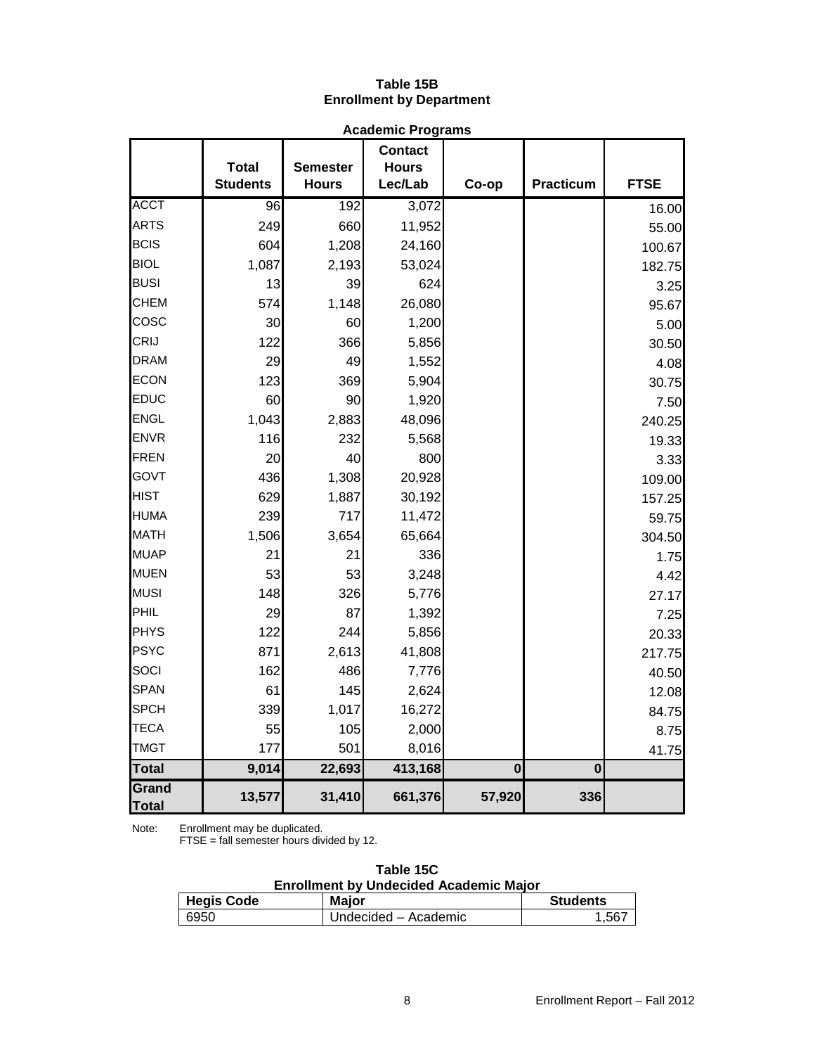# Table 15B
## Enrollment by Department

**Academic Programs**

| | Total Students | Semester Hours | Contact Hours Lec/Lab | Co-op | Practicum | FTSE |
|---|---|---|---|---|---|---|
| ACCT | 96 | 192 | 3,072 | | | 16.00 |
| ARTS | 249 | 660 | 11,952 | | | 55.00 |
| BCIS | 604 | 1,208 | 24,160 | | | 100.67 |
| BIOL | 1,087 | 2,193 | 53,024 | | | 182.75 |
| BUSI | 13 | 39 | 624 | | | 3.25 |
| CHEM | 574 | 1,148 | 26,080 | | | 95.67 |
| COSC | 30 | 60 | 1,200 | | | 5.00 |
| CRIJ | 122 | 366 | 5,856 | | | 30.50 |
| DRAM | 29 | 49 | 1,552 | | | 4.08 |
| ECON | 123 | 369 | 5,904 | | | 30.75 |
| EDUC | 60 | 90 | 1,920 | | | 7.50 |
| ENGL | 1,043 | 2,883 | 48,096 | | | 240.25 |
| ENVR | 116 | 232 | 5,568 | | | 19.33 |
| FREN | 20 | 40 | 800 | | | 3.33 |
| GOVT | 436 | 1,308 | 20,928 | | | 109.00 |
| HIST | 629 | 1,887 | 30,192 | | | 157.25 |
| HUMA | 239 | 717 | 11,472 | | | 59.75 |
| MATH | 1,506 | 3,654 | 65,664 | | | 304.50 |
| MUAP | 21 | 21 | 336 | | | 1.75 |
| MUEN | 53 | 53 | 3,248 | | | 4.42 |
| MUSI | 148 | 326 | 5,776 | | | 27.17 |
| PHIL | 29 | 87 | 1,392 | | | 7.25 |
| PHYS | 122 | 244 | 5,856 | | | 20.33 |
| PSYC | 871 | 2,613 | 41,808 | | | 217.75 |
| SOCI | 162 | 486 | 7,776 | | | 40.50 |
| SPAN | 61 | 145 | 2,624 | | | 12.08 |
| SPCH | 339 | 1,017 | 16,272 | | | 84.75 |
| TECA | 55 | 105 | 2,000 | | | 8.75 |
| TMGT | 177 | 501 | 8,016 | | | 41.75 |
| **Total** | **9,014** | **22,693** | **413,168** | **0** | **0** | |
| **Grand Total** | **13,577** | **31,410** | **661,376** | **57,920** | **336** | |

Note: Enrollment may be duplicated.
FTSE = fall semester hours divided by 12.

# Table 15C
## Enrollment by Undecided Academic Major

| Hegis Code | Major | Students |
|---|---|---|
| 6950 | Undecided – Academic | 1,567 |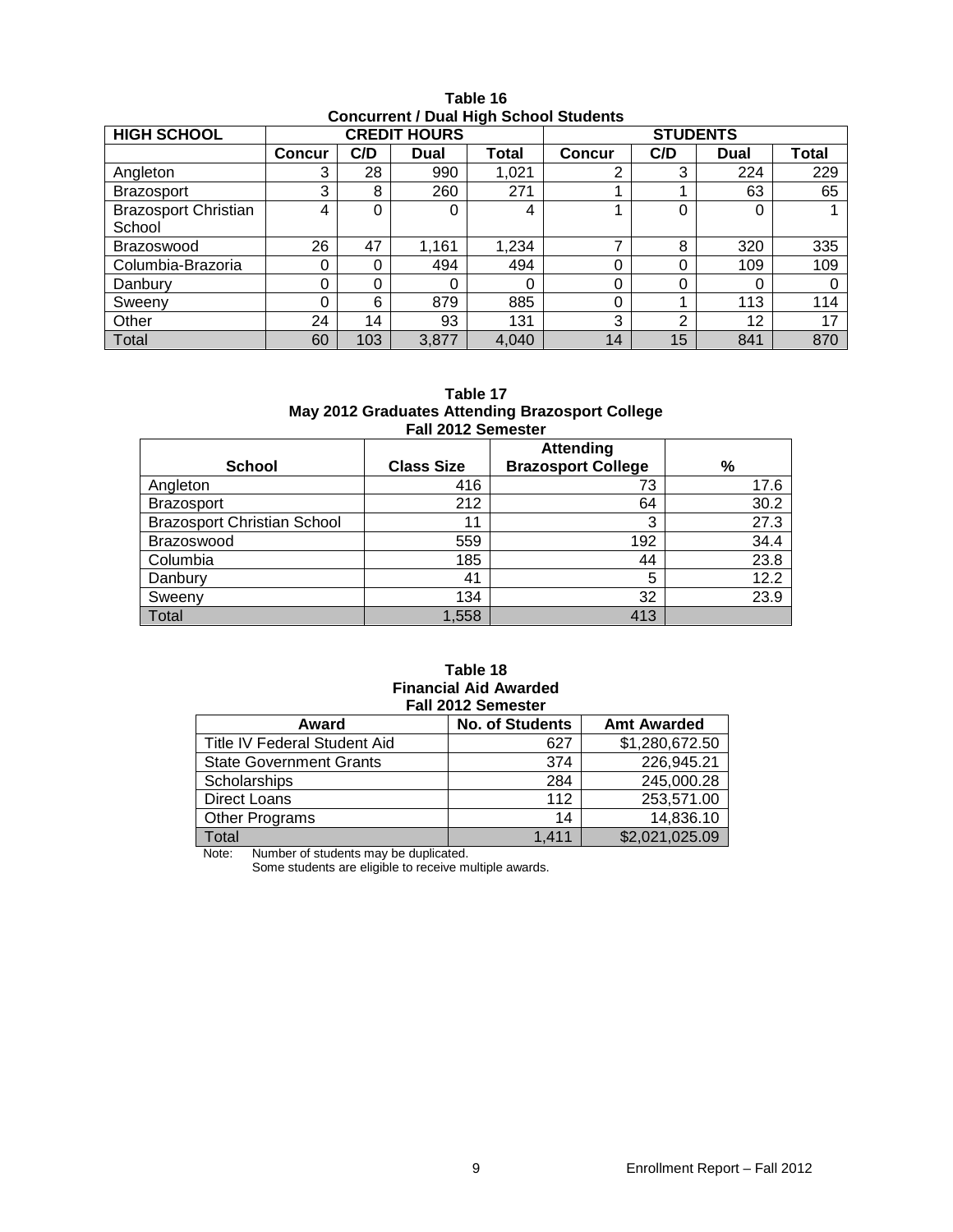**Table 16**
**Concurrent / Dual High School Students**

| HIGH SCHOOL | CREDIT HOURS | | | | STUDENTS | | | |
|---|---|---|---|---|---|---|---|---|
| | Concur | C/D | Dual | Total | Concur | C/D | Dual | Total |
| Angleton | 3 | 28 | 990 | 1,021 | 2 | 3 | 224 | 229 |
| Brazosport | 3 | 8 | 260 | 271 | 1 | 1 | 63 | 65 |
| Brazosport Christian School | 4 | 0 | 0 | 4 | 1 | 0 | 0 | 1 |
| Brazoswood | 26 | 47 | 1,161 | 1,234 | 7 | 8 | 320 | 335 |
| Columbia-Brazoria | 0 | 0 | 494 | 494 | 0 | 0 | 109 | 109 |
| Danbury | 0 | 0 | 0 | 0 | 0 | 0 | 0 | 0 |
| Sweeny | 0 | 6 | 879 | 885 | 0 | 1 | 113 | 114 |
| Other | 24 | 14 | 93 | 131 | 3 | 2 | 12 | 17 |
| Total | 60 | 103 | 3,877 | 4,040 | 14 | 15 | 841 | 870 |

**Table 17**
**May 2012 Graduates Attending Brazosport College**
**Fall 2012 Semester**

| School | Class Size | Attending Brazosport College | % |
|---|---|---|---|
| Angleton | 416 | 73 | 17.6 |
| Brazosport | 212 | 64 | 30.2 |
| Brazosport Christian School | 11 | 3 | 27.3 |
| Brazoswood | 559 | 192 | 34.4 |
| Columbia | 185 | 44 | 23.8 |
| Danbury | 41 | 5 | 12.2 |
| Sweeny | 134 | 32 | 23.9 |
| Total | 1,558 | 413 | |

**Table 18**
**Financial Aid Awarded**
**Fall 2012 Semester**

| Award | No. of Students | Amt Awarded |
|---|---|---|
| Title IV Federal Student Aid | 627 | $1,280,672.50 |
| State Government Grants | 374 | 226,945.21 |
| Scholarships | 284 | 245,000.28 |
| Direct Loans | 112 | 253,571.00 |
| Other Programs | 14 | 14,836.10 |
| Total | 1,411 | $2,021,025.09 |

Note: Number of students may be duplicated.
Some students are eligible to receive multiple awards.